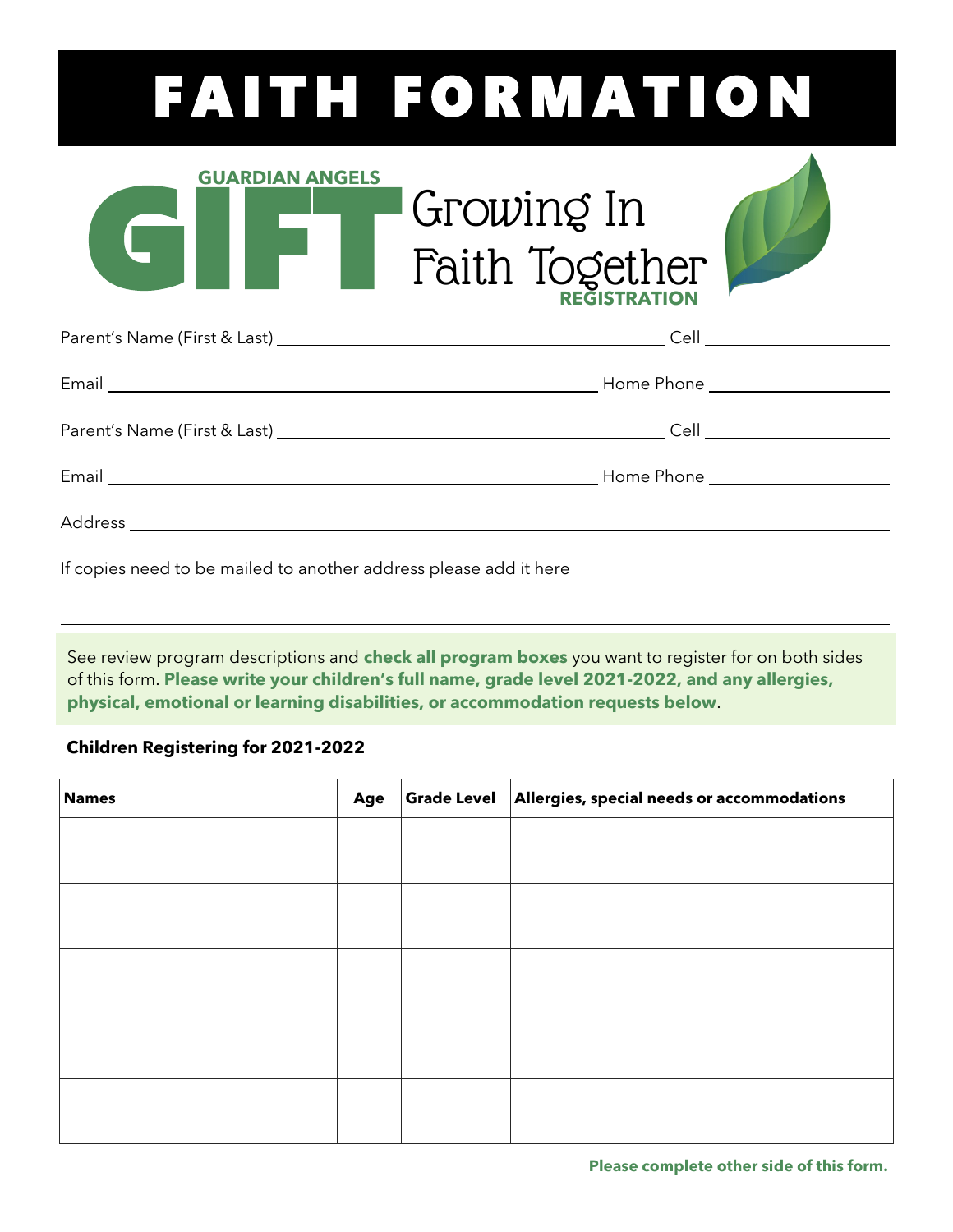# FAITH FORMATION

**GUARDIAN ANGELS**

# GIFT Growing In Faith Together

**REGISTRATION**

Parent's Name (First & Last) ______________________________ Cell ____________

Email ______________________________ Home Phone ____________

Parent's Name (First & Last) ______________________________ Cell ____________

Email ______________________________ Home Phone ____________

Address ______________________________________________

If copies need to be mailed to another address please add it here

______________________________________________

See review program descriptions and **check all program boxes** you want to register for on both sides of this form. **Please write your children's full name, grade level 2021-2022, and any allergies, physical, emotional or learning disabilities, or accommodation requests below**.

**Children Registering for 2021-2022**

| Names | Age | Grade Level | Allergies, special needs or accommodations |
|---|---|---|---|
| | | | |
| | | | |
| | | | |
| | | | |
| | | | |

**Please complete other side of this form.**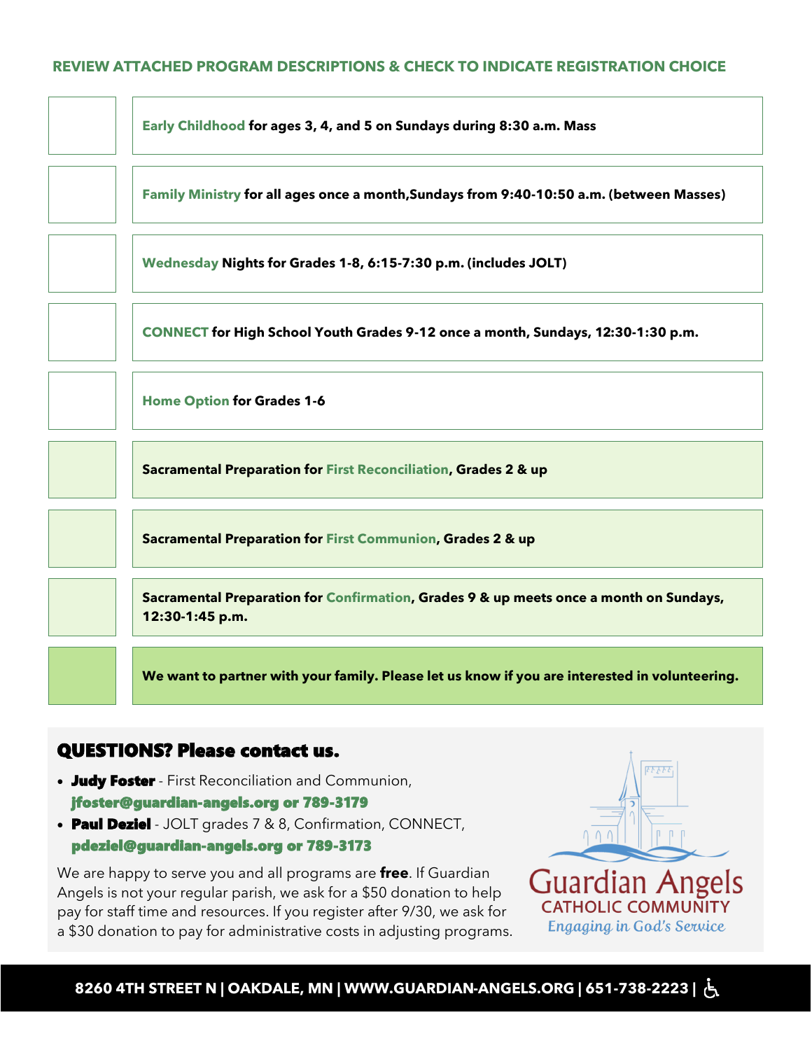**REVIEW ATTACHED PROGRAM DESCRIPTIONS & CHECK TO INDICATE REGISTRATION CHOICE**

| | |
|---|---|
| | **Early Childhood for ages 3, 4, and 5 on Sundays during 8:30 a.m. Mass** |
| | **Family Ministry for all ages once a month,Sundays from 9:40-10:50 a.m. (between Masses)** |
| | **Wednesday Nights for Grades 1-8, 6:15-7:30 p.m. (includes JOLT)** |
| | **CONNECT for High School Youth Grades 9-12 once a month, Sundays, 12:30-1:30 p.m.** |
| | **Home Option for Grades 1-6** |
| | **Sacramental Preparation for First Reconciliation, Grades 2 & up** |
| | **Sacramental Preparation for First Communion, Grades 2 & up** |
| | **Sacramental Preparation for Confirmation, Grades 9 & up meets once a month on Sundays, 12:30-1:45 p.m.** |
| | **We want to partner with your family. Please let us know if you are interested in volunteering.** |

## QUESTIONS? Please contact us.

- **Judy Foster** - First Reconciliation and Communion, **jfoster@guardian-angels.org or 789-3179**
- **Paul Deziel** - JOLT grades 7 & 8, Confirmation, CONNECT, **pdeziel@guardian-angels.org or 789-3173**

We are happy to serve you and all programs are **free**. If Guardian Angels is not your regular parish, we ask for a $50 donation to help pay for staff time and resources. If you register after 9/30, we ask for a $30 donation to pay for administrative costs in adjusting programs.

Guardian Angels
CATHOLIC COMMUNITY
*Engaging in God's Service*

**8260 4TH STREET N | OAKDALE, MN | WWW.GUARDIAN-ANGELS.ORG | 651-738-2223 |**